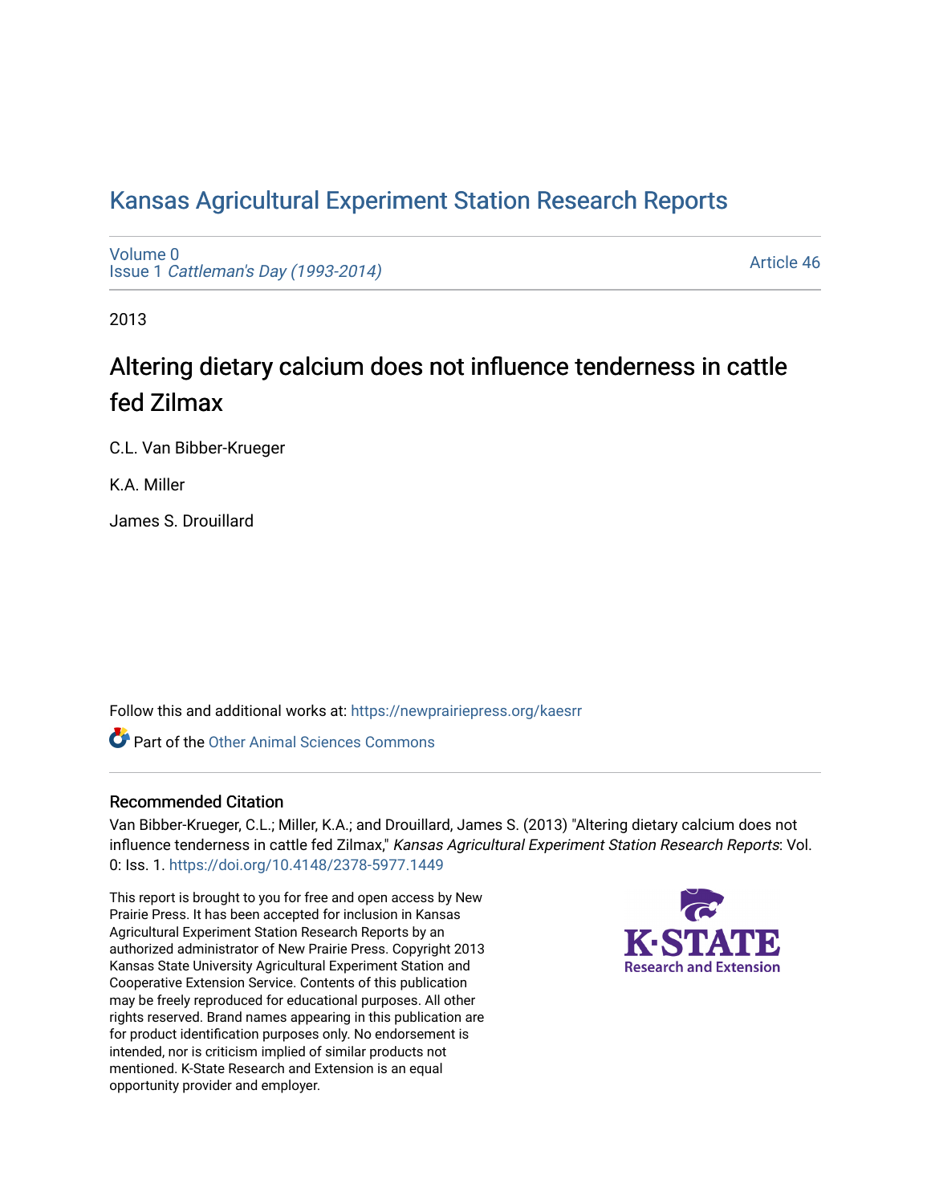# Kansas Agricultural Experiment Station Research Reports

Volume 0
Issue 1 *Cattleman's Day (1993-2014)*

Article 46

2013

## Altering dietary calcium does not influence tenderness in cattle fed Zilmax

C.L. Van Bibber-Krueger

K.A. Miller

James S. Drouillard

Follow this and additional works at: https://newprairiepress.org/kaesrr

Part of the Other Animal Sciences Commons

### Recommended Citation

Van Bibber-Krueger, C.L.; Miller, K.A.; and Drouillard, James S. (2013) "Altering dietary calcium does not influence tenderness in cattle fed Zilmax," *Kansas Agricultural Experiment Station Research Reports*: Vol. 0: Iss. 1. https://doi.org/10.4148/2378-5977.1449

This report is brought to you for free and open access by New Prairie Press. It has been accepted for inclusion in Kansas Agricultural Experiment Station Research Reports by an authorized administrator of New Prairie Press. Copyright 2013 Kansas State University Agricultural Experiment Station and Cooperative Extension Service. Contents of this publication may be freely reproduced for educational purposes. All other rights reserved. Brand names appearing in this publication are for product identification purposes only. No endorsement is intended, nor is criticism implied of similar products not mentioned. K-State Research and Extension is an equal opportunity provider and employer.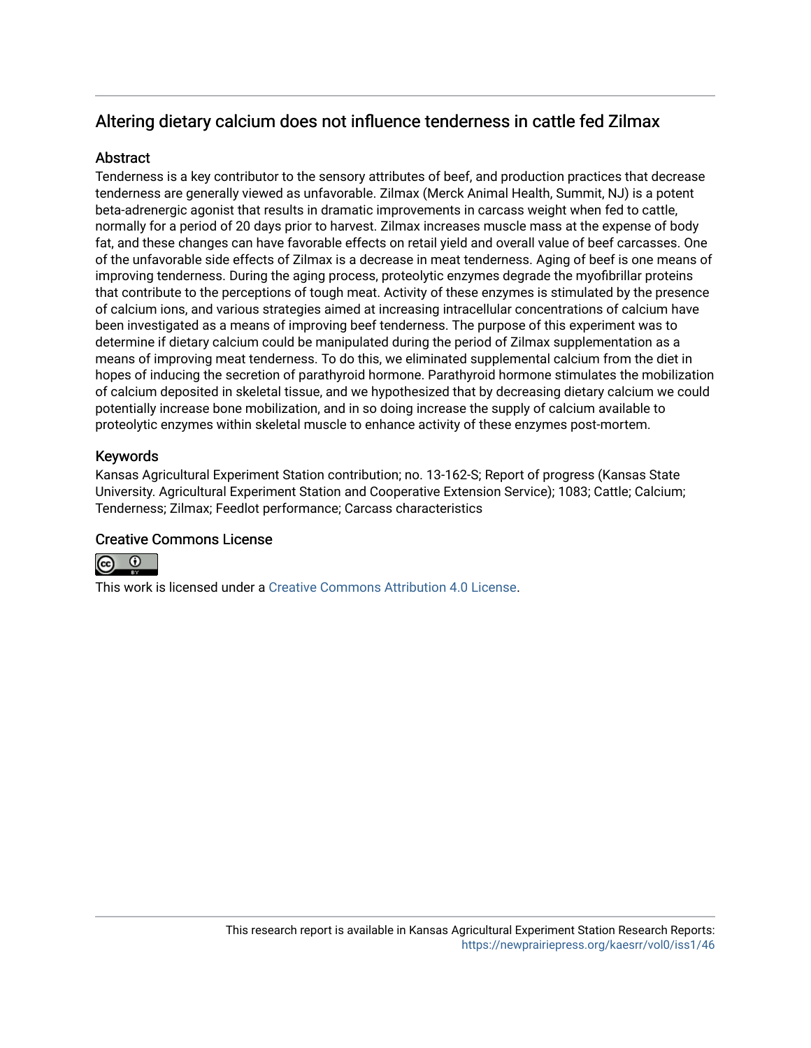## Altering dietary calcium does not influence tenderness in cattle fed Zilmax

### Abstract

Tenderness is a key contributor to the sensory attributes of beef, and production practices that decrease tenderness are generally viewed as unfavorable. Zilmax (Merck Animal Health, Summit, NJ) is a potent beta-adrenergic agonist that results in dramatic improvements in carcass weight when fed to cattle, normally for a period of 20 days prior to harvest. Zilmax increases muscle mass at the expense of body fat, and these changes can have favorable effects on retail yield and overall value of beef carcasses. One of the unfavorable side effects of Zilmax is a decrease in meat tenderness. Aging of beef is one means of improving tenderness. During the aging process, proteolytic enzymes degrade the myofibrillar proteins that contribute to the perceptions of tough meat. Activity of these enzymes is stimulated by the presence of calcium ions, and various strategies aimed at increasing intracellular concentrations of calcium have been investigated as a means of improving beef tenderness. The purpose of this experiment was to determine if dietary calcium could be manipulated during the period of Zilmax supplementation as a means of improving meat tenderness. To do this, we eliminated supplemental calcium from the diet in hopes of inducing the secretion of parathyroid hormone. Parathyroid hormone stimulates the mobilization of calcium deposited in skeletal tissue, and we hypothesized that by decreasing dietary calcium we could potentially increase bone mobilization, and in so doing increase the supply of calcium available to proteolytic enzymes within skeletal muscle to enhance activity of these enzymes post-mortem.

### Keywords

Kansas Agricultural Experiment Station contribution; no. 13-162-S; Report of progress (Kansas State University. Agricultural Experiment Station and Cooperative Extension Service); 1083; Cattle; Calcium; Tenderness; Zilmax; Feedlot performance; Carcass characteristics

### Creative Commons License

This work is licensed under a Creative Commons Attribution 4.0 License.

This research report is available in Kansas Agricultural Experiment Station Research Reports: https://newprairiepress.org/kaesrr/vol0/iss1/46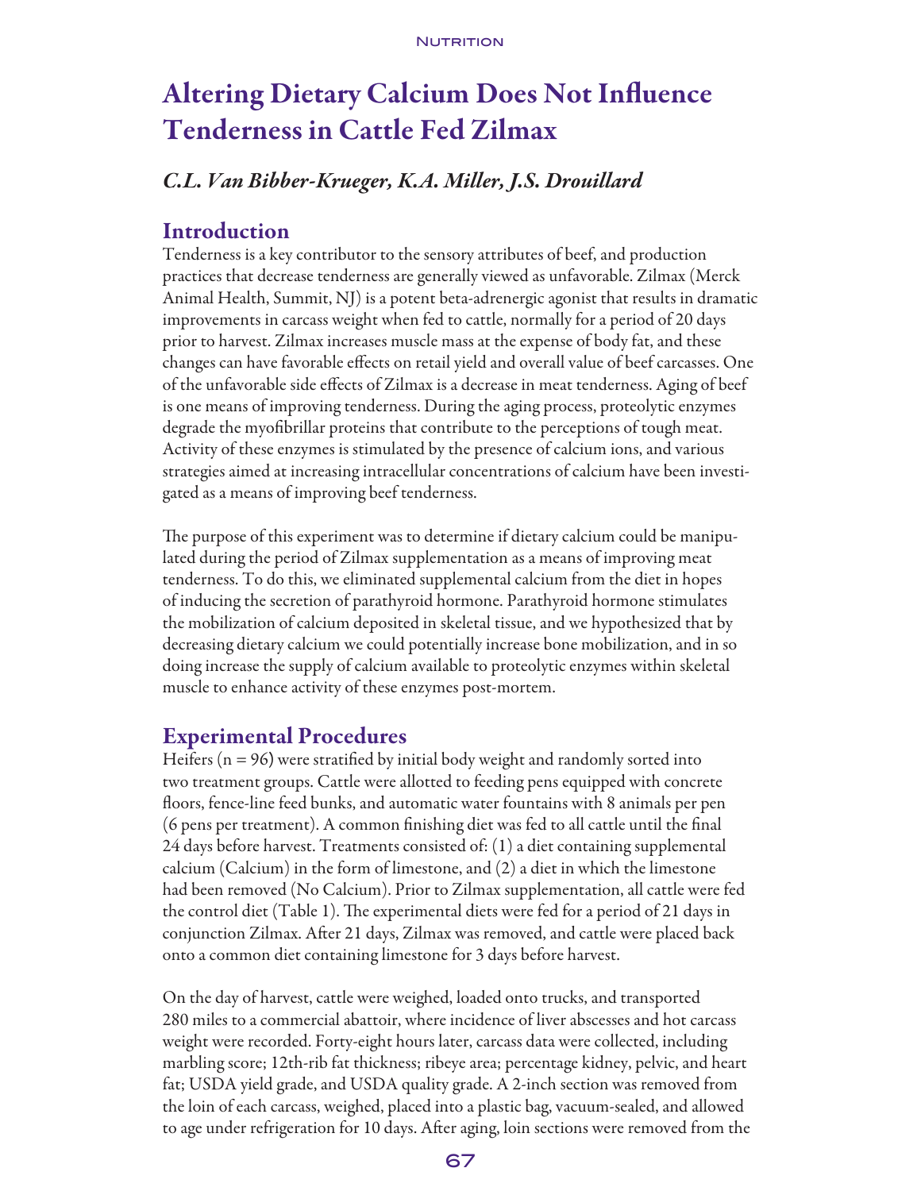# Altering Dietary Calcium Does Not Influence Tenderness in Cattle Fed Zilmax

### *C.L. Van Bibber-Krueger, K.A. Miller, J.S. Drouillard*

## Introduction

Tenderness is a key contributor to the sensory attributes of beef, and production practices that decrease tenderness are generally viewed as unfavorable. Zilmax (Merck Animal Health, Summit, NJ) is a potent beta-adrenergic agonist that results in dramatic improvements in carcass weight when fed to cattle, normally for a period of 20 days prior to harvest. Zilmax increases muscle mass at the expense of body fat, and these changes can have favorable effects on retail yield and overall value of beef carcasses. One of the unfavorable side effects of Zilmax is a decrease in meat tenderness. Aging of beef is one means of improving tenderness. During the aging process, proteolytic enzymes degrade the myofibrillar proteins that contribute to the perceptions of tough meat. Activity of these enzymes is stimulated by the presence of calcium ions, and various strategies aimed at increasing intracellular concentrations of calcium have been investigated as a means of improving beef tenderness.

The purpose of this experiment was to determine if dietary calcium could be manipulated during the period of Zilmax supplementation as a means of improving meat tenderness. To do this, we eliminated supplemental calcium from the diet in hopes of inducing the secretion of parathyroid hormone. Parathyroid hormone stimulates the mobilization of calcium deposited in skeletal tissue, and we hypothesized that by decreasing dietary calcium we could potentially increase bone mobilization, and in so doing increase the supply of calcium available to proteolytic enzymes within skeletal muscle to enhance activity of these enzymes post-mortem.

## Experimental Procedures

Heifers (n = 96) were stratified by initial body weight and randomly sorted into two treatment groups. Cattle were allotted to feeding pens equipped with concrete floors, fence-line feed bunks, and automatic water fountains with 8 animals per pen (6 pens per treatment). A common finishing diet was fed to all cattle until the final 24 days before harvest. Treatments consisted of: (1) a diet containing supplemental calcium (Calcium) in the form of limestone, and (2) a diet in which the limestone had been removed (No Calcium). Prior to Zilmax supplementation, all cattle were fed the control diet (Table 1). The experimental diets were fed for a period of 21 days in conjunction Zilmax. After 21 days, Zilmax was removed, and cattle were placed back onto a common diet containing limestone for 3 days before harvest.

On the day of harvest, cattle were weighed, loaded onto trucks, and transported 280 miles to a commercial abattoir, where incidence of liver abscesses and hot carcass weight were recorded. Forty-eight hours later, carcass data were collected, including marbling score; 12th-rib fat thickness; ribeye area; percentage kidney, pelvic, and heart fat; USDA yield grade, and USDA quality grade. A 2-inch section was removed from the loin of each carcass, weighed, placed into a plastic bag, vacuum-sealed, and allowed to age under refrigeration for 10 days. After aging, loin sections were removed from the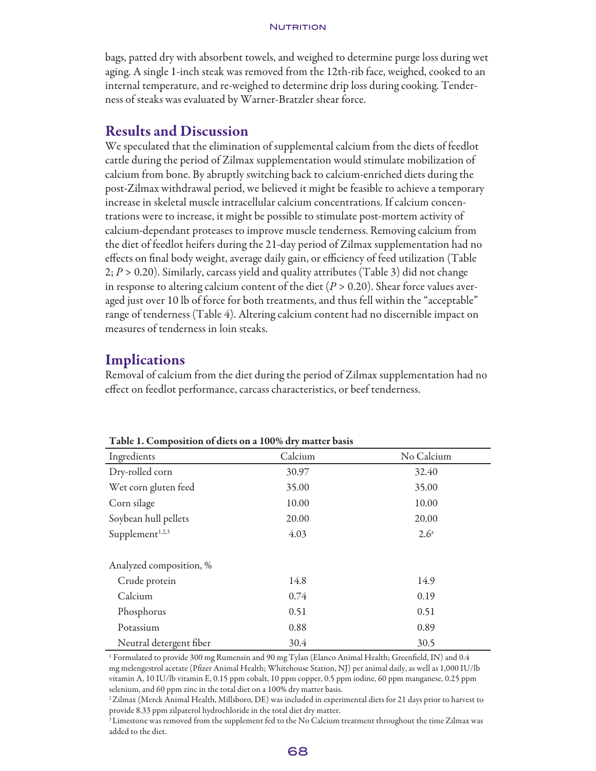bags, patted dry with absorbent towels, and weighed to determine purge loss during wet aging. A single 1-inch steak was removed from the 12th-rib face, weighed, cooked to an internal temperature, and re-weighed to determine drip loss during cooking. Tenderness of steaks was evaluated by Warner-Bratzler shear force.

## Results and Discussion

We speculated that the elimination of supplemental calcium from the diets of feedlot cattle during the period of Zilmax supplementation would stimulate mobilization of calcium from bone. By abruptly switching back to calcium-enriched diets during the post-Zilmax withdrawal period, we believed it might be feasible to achieve a temporary increase in skeletal muscle intracellular calcium concentrations. If calcium concentrations were to increase, it might be possible to stimulate post-mortem activity of calcium-dependant proteases to improve muscle tenderness. Removing calcium from the diet of feedlot heifers during the 21-day period of Zilmax supplementation had no effects on final body weight, average daily gain, or efficiency of feed utilization (Table 2; $P > 0.20$). Similarly, carcass yield and quality attributes (Table 3) did not change in response to altering calcium content of the diet ($P > 0.20$). Shear force values averaged just over 10 lb of force for both treatments, and thus fell within the "acceptable" range of tenderness (Table 4). Altering calcium content had no discernible impact on measures of tenderness in loin steaks.

## Implications

Removal of calcium from the diet during the period of Zilmax supplementation had no effect on feedlot performance, carcass characteristics, or beef tenderness.

**Table 1. Composition of diets on a 100% dry matter basis**

| Ingredients | Calcium | No Calcium |
|---|---|---|
| Dry-rolled corn | 30.97 | 32.40 |
| Wet corn gluten feed | 35.00 | 35.00 |
| Corn silage | 10.00 | 10.00 |
| Soybean hull pellets | 20.00 | 20.00 |
| Supplement[1,2,3] | 4.03 | 2.6[a] |
| | | |
| Analyzed composition, % | | |
| Crude protein | 14.8 | 14.9 |
| Calcium | 0.74 | 0.19 |
| Phosphorus | 0.51 | 0.51 |
| Potassium | 0.88 | 0.89 |
| Neutral detergent fiber | 30.4 | 30.5 |

[1] Formulated to provide 300 mg Rumensin and 90 mg Tylan (Elanco Animal Health; Greenfield, IN) and 0.4 mg melengestrol acetate (Pfizer Animal Health; Whitehouse Station, NJ) per animal daily, as well as 1,000 IU/lb vitamin A, 10 IU/lb vitamin E, 0.15 ppm cobalt, 10 ppm copper, 0.5 ppm iodine, 60 ppm manganese, 0.25 ppm selenium, and 60 ppm zinc in the total diet on a 100% dry matter basis.

[2] Zilmax (Merck Animal Health, Millsboro, DE) was included in experimental diets for 21 days prior to harvest to provide 8.33 ppm zilpaterol hydrochloride in the total diet dry matter.

[3] Limestone was removed from the supplement fed to the No Calcium treatment throughout the time Zilmax was added to the diet.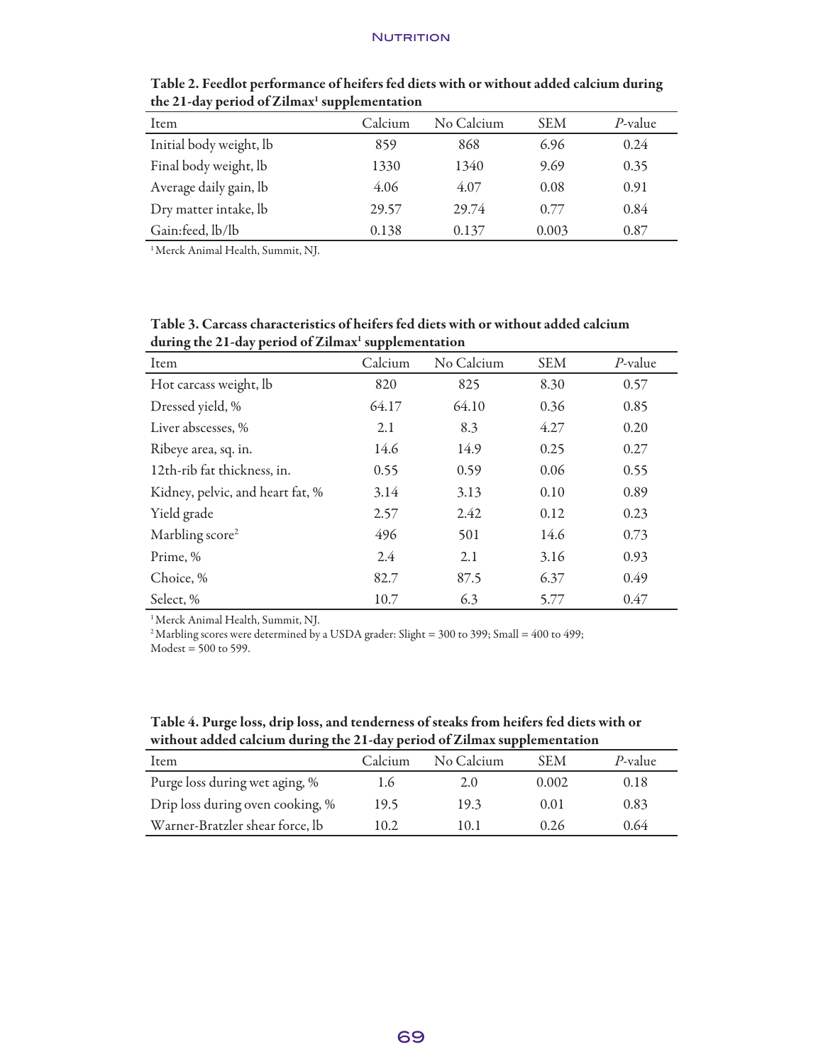**Table 2. Feedlot performance of heifers fed diets with or without added calcium during the 21-day period of Zilmax[1] supplementation**

| Item | Calcium | No Calcium | SEM | *P*-value |
|---|---|---|---|---|
| Initial body weight, lb | 859 | 868 | 6.96 | 0.24 |
| Final body weight, lb | 1330 | 1340 | 9.69 | 0.35 |
| Average daily gain, lb | 4.06 | 4.07 | 0.08 | 0.91 |
| Dry matter intake, lb | 29.57 | 29.74 | 0.77 | 0.84 |
| Gain:feed, lb/lb | 0.138 | 0.137 | 0.003 | 0.87 |

[1] Merck Animal Health, Summit, NJ.

**Table 3. Carcass characteristics of heifers fed diets with or without added calcium during the 21-day period of Zilmax[1] supplementation**

| Item | Calcium | No Calcium | SEM | *P*-value |
|---|---|---|---|---|
| Hot carcass weight, lb | 820 | 825 | 8.30 | 0.57 |
| Dressed yield, % | 64.17 | 64.10 | 0.36 | 0.85 |
| Liver abscesses, % | 2.1 | 8.3 | 4.27 | 0.20 |
| Ribeye area, sq. in. | 14.6 | 14.9 | 0.25 | 0.27 |
| 12th-rib fat thickness, in. | 0.55 | 0.59 | 0.06 | 0.55 |
| Kidney, pelvic, and heart fat, % | 3.14 | 3.13 | 0.10 | 0.89 |
| Yield grade | 2.57 | 2.42 | 0.12 | 0.23 |
| Marbling score[2] | 496 | 501 | 14.6 | 0.73 |
| Prime, % | 2.4 | 2.1 | 3.16 | 0.93 |
| Choice, % | 82.7 | 87.5 | 6.37 | 0.49 |
| Select, % | 10.7 | 6.3 | 5.77 | 0.47 |

[1] Merck Animal Health, Summit, NJ.
[2] Marbling scores were determined by a USDA grader: Slight = 300 to 399; Small = 400 to 499; Modest = 500 to 599.

**Table 4. Purge loss, drip loss, and tenderness of steaks from heifers fed diets with or without added calcium during the 21-day period of Zilmax supplementation**

| Item | Calcium | No Calcium | SEM | *P*-value |
|---|---|---|---|---|
| Purge loss during wet aging, % | 1.6 | 2.0 | 0.002 | 0.18 |
| Drip loss during oven cooking, % | 19.5 | 19.3 | 0.01 | 0.83 |
| Warner-Bratzler shear force, lb | 10.2 | 10.1 | 0.26 | 0.64 |